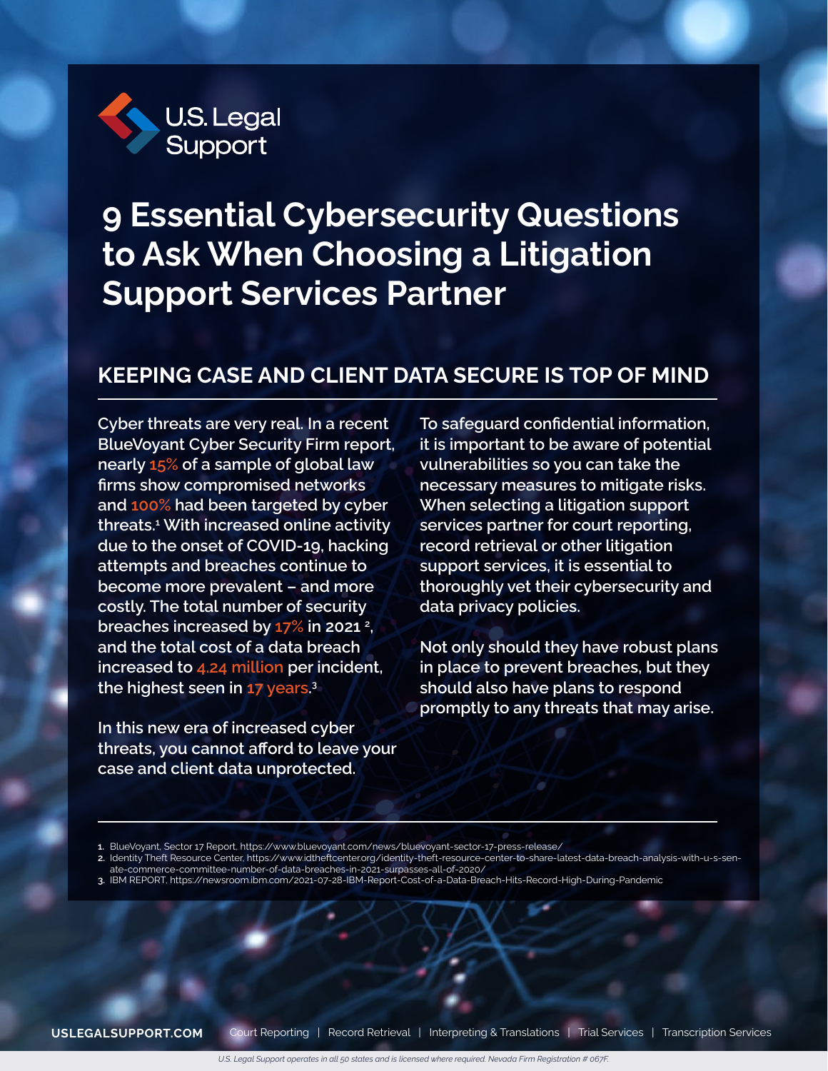U.S. Legal Support

# 9 Essential Cybersecurity Questions to Ask When Choosing a Litigation Support Services Partner

## KEEPING CASE AND CLIENT DATA SECURE IS TOP OF MIND

Cyber threats are very real. In a recent BlueVoyant Cyber Security Firm report, nearly 15% of a sample of global law firms show compromised networks and 100% had been targeted by cyber threats.[1] With increased online activity due to the onset of COVID-19, hacking attempts and breaches continue to become more prevalent – and more costly. The total number of security breaches increased by 17% in 2021 [2], and the total cost of a data breach increased to 4.24 million per incident, the highest seen in 17 years.[3]

In this new era of increased cyber threats, you cannot afford to leave your case and client data unprotected.

To safeguard confidential information, it is important to be aware of potential vulnerabilities so you can take the necessary measures to mitigate risks. When selecting a litigation support services partner for court reporting, record retrieval or other litigation support services, it is essential to thoroughly vet their cybersecurity and data privacy policies.

Not only should they have robust plans in place to prevent breaches, but they should also have plans to respond promptly to any threats that may arise.

1. BlueVoyant, Sector 17 Report, https://www.bluevoyant.com/news/bluevoyant-sector-17-press-release/
2. Identity Theft Resource Center, https://www.idtheftcenter.org/identity-theft-resource-center-to-share-latest-data-breach-analysis-with-u-s-senate-commerce-committee-number-of-data-breaches-in-2021-surpasses-all-of-2020/
3. IBM REPORT, https://newsroom.ibm.com/2021-07-28-IBM-Report-Cost-of-a-Data-Breach-Hits-Record-High-During-Pandemic

USLEGALSUPPORT.COM Court Reporting | Record Retrieval | Interpreting & Translations | Trial Services | Transcription Services

*U.S. Legal Support operates in all 50 states and is licensed where required. Nevada Firm Registration # 067F.*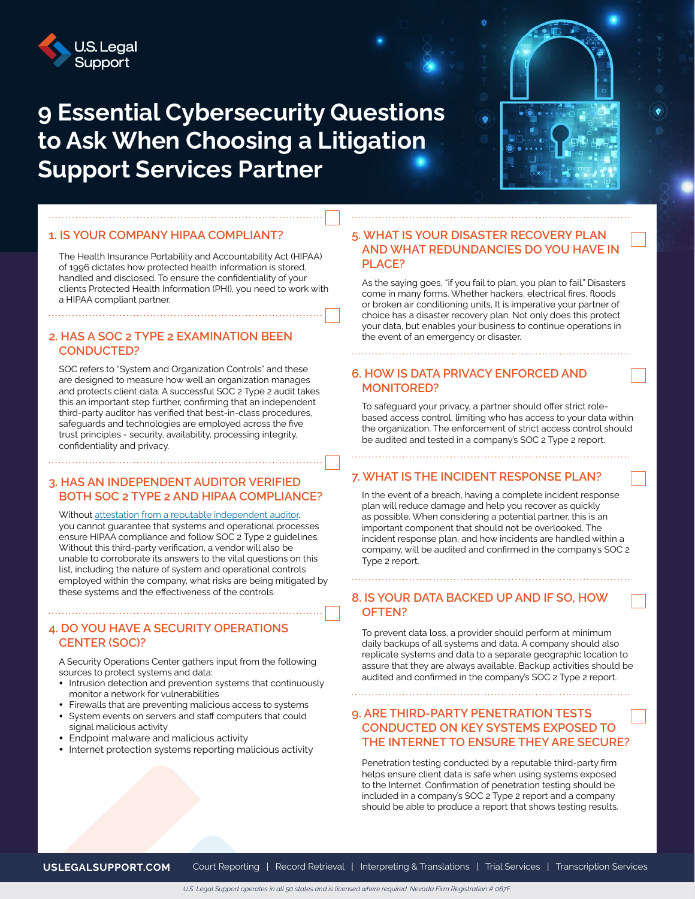# 9 Essential Cybersecurity Questions to Ask When Choosing a Litigation Support Services Partner

## 1. IS YOUR COMPANY HIPAA COMPLIANT?

The Health Insurance Portability and Accountability Act (HIPAA) of 1996 dictates how protected health information is stored, handled and disclosed. To ensure the confidentiality of your clients Protected Health Information (PHI), you need to work with a HIPAA compliant partner.

## 2. HAS A SOC 2 TYPE 2 EXAMINATION BEEN CONDUCTED?

SOC refers to "System and Organization Controls" and these are designed to measure how well an organization manages and protects client data. A successful SOC 2 Type 2 audit takes this an important step further, confirming that an independent third-party auditor has verified that best-in-class procedures, safeguards and technologies are employed across the five trust principles - security, availability, processing integrity, confidentiality and privacy.

## 3. HAS AN INDEPENDENT AUDITOR VERIFIED BOTH SOC 2 TYPE 2 AND HIPAA COMPLIANCE?

Without attestation from a reputable independent auditor, you cannot guarantee that systems and operational processes ensure HIPAA compliance and follow SOC 2 Type 2 guidelines. Without this third-party verification, a vendor will also be unable to corroborate its answers to the vital questions on this list, including the nature of system and operational controls employed within the company, what risks are being mitigated by these systems and the effectiveness of the controls.

## 4. DO YOU HAVE A SECURITY OPERATIONS CENTER (SOC)?

A Security Operations Center gathers input from the following sources to protect systems and data:

- Intrusion detection and prevention systems that continuously monitor a network for vulnerabilities
- Firewalls that are preventing malicious access to systems
- System events on servers and staff computers that could signal malicious activity
- Endpoint malware and malicious activity
- Internet protection systems reporting malicious activity

## 5. WHAT IS YOUR DISASTER RECOVERY PLAN AND WHAT REDUNDANCIES DO YOU HAVE IN PLACE?

As the saying goes, "if you fail to plan, you plan to fail." Disasters come in many forms. Whether hackers, electrical fires, floods or broken air conditioning units, It is imperative your partner of choice has a disaster recovery plan. Not only does this protect your data, but enables your business to continue operations in the event of an emergency or disaster.

## 6. HOW IS DATA PRIVACY ENFORCED AND MONITORED?

To safeguard your privacy, a partner should offer strict role-based access control, limiting who has access to your data within the organization. The enforcement of strict access control should be audited and tested in a company's SOC 2 Type 2 report.

## 7. WHAT IS THE INCIDENT RESPONSE PLAN?

In the event of a breach, having a complete incident response plan will reduce damage and help you recover as quickly as possible. When considering a potential partner, this is an important component that should not be overlooked. The incident response plan, and how incidents are handled within a company, will be audited and confirmed in the company's SOC 2 Type 2 report.

## 8. IS YOUR DATA BACKED UP AND IF SO, HOW OFTEN?

To prevent data loss, a provider should perform at minimum daily backups of all systems and data. A company should also replicate systems and data to a separate geographic location to assure that they are always available. Backup activities should be audited and confirmed in the company's SOC 2 Type 2 report.

## 9. ARE THIRD-PARTY PENETRATION TESTS CONDUCTED ON KEY SYSTEMS EXPOSED TO THE INTERNET TO ENSURE THEY ARE SECURE?

Penetration testing conducted by a reputable third-party firm helps ensure client data is safe when using systems exposed to the Internet. Confirmation of penetration testing should be included in a company's SOC 2 Type 2 report and a company should be able to produce a report that shows testing results.

**USLEGALSUPPORT.COM** Court Reporting | Record Retrieval | Interpreting & Translations | Trial Services | Transcription Services

*U.S. Legal Support operates in all 50 states and is licensed where required. Nevada Firm Registration # 067F.*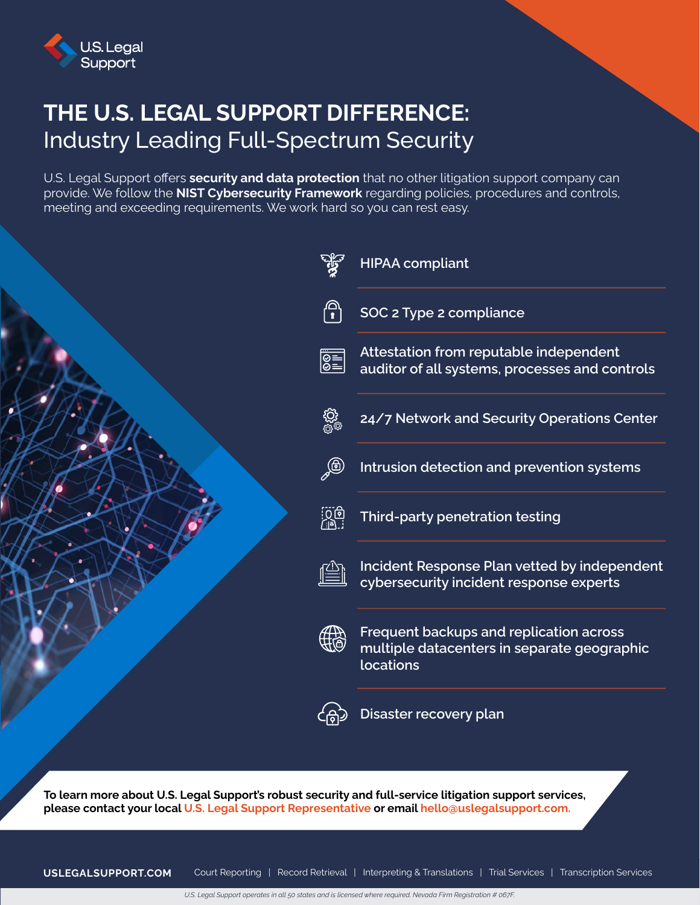U.S. Legal Support

# THE U.S. LEGAL SUPPORT DIFFERENCE: Industry Leading Full-Spectrum Security

U.S. Legal Support offers **security and data protection** that no other litigation support company can provide. We follow the **NIST Cybersecurity Framework** regarding policies, procedures and controls, meeting and exceeding requirements. We work hard so you can rest easy.

- HIPAA compliant
- SOC 2 Type 2 compliance
- Attestation from reputable independent auditor of all systems, processes and controls
- 24/7 Network and Security Operations Center
- Intrusion detection and prevention systems
- Third-party penetration testing
- Incident Response Plan vetted by independent cybersecurity incident response experts
- Frequent backups and replication across multiple datacenters in separate geographic locations
- Disaster recovery plan

**To learn more about U.S. Legal Support's robust security and full-service litigation support services, please contact your local U.S. Legal Support Representative or email hello@uslegalsupport.com.**

**USLEGALSUPPORT.COM** Court Reporting | Record Retrieval | Interpreting & Translations | Trial Services | Transcription Services

*U.S. Legal Support operates in all 50 states and is licensed where required. Nevada Firm Registration # 067F.*